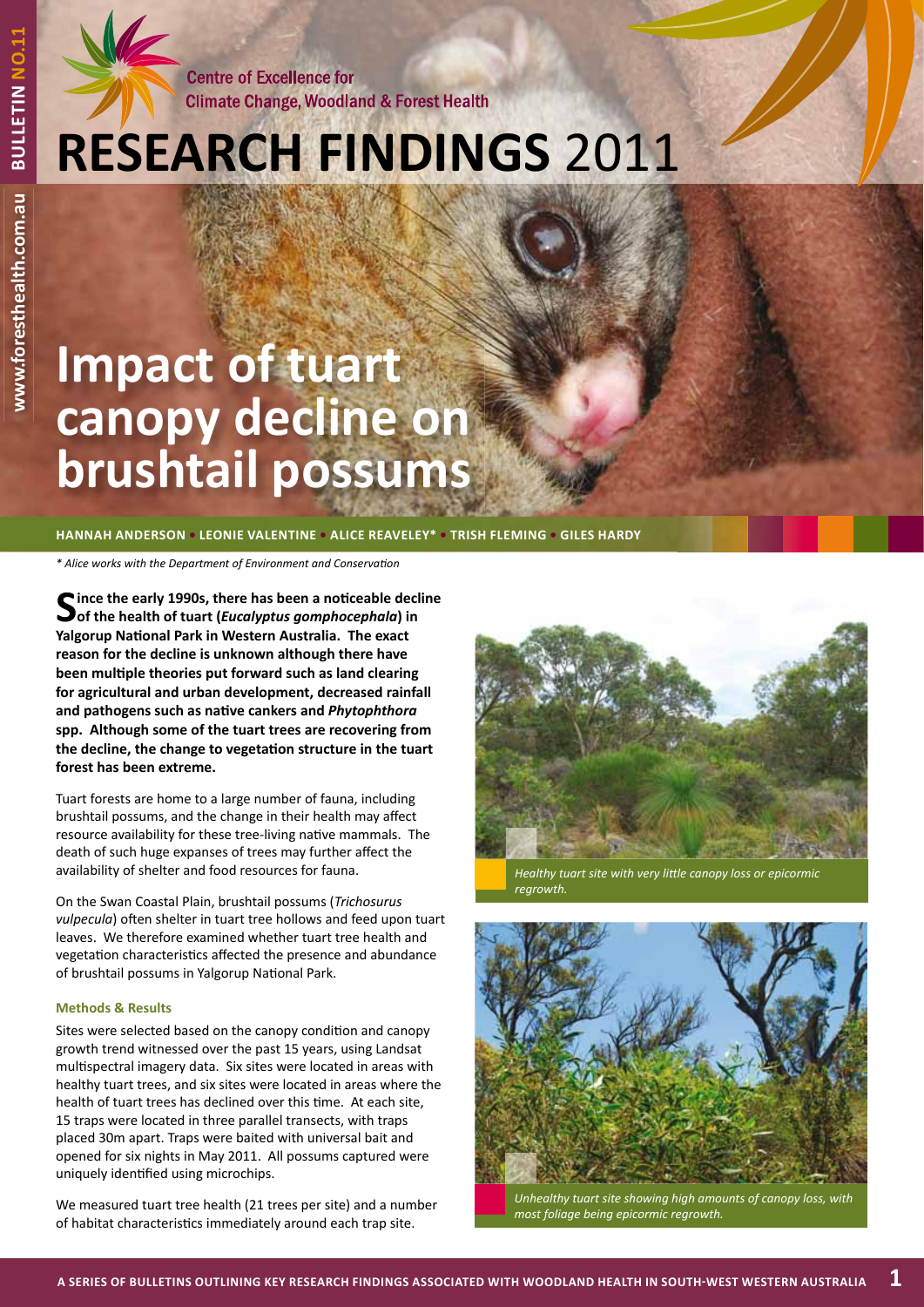Centre of Excellence for Climate Change, Woodland & Forest Health

# RESEARCH FINDINGS 2011

BULLETIN NO.11

www.foresthealth.com.au

# Impact of tuart canopy decline on brushtail possums

**HANNAH ANDERSON • LEONIE VALENTINE • ALICE REAVELEY* • TRISH FLEMING • GILES HARDY**

*\* Alice works with the Department of Environment and Conservation*

**Since the early 1990s, there has been a noticeable decline of the health of tuart (*Eucalyptus gomphocephala*) in Yalgorup National Park in Western Australia. The exact reason for the decline is unknown although there have been multiple theories put forward such as land clearing for agricultural and urban development, decreased rainfall and pathogens such as native cankers and *Phytophthora* spp. Although some of the tuart trees are recovering from the decline, the change to vegetation structure in the tuart forest has been extreme.**

Tuart forests are home to a large number of fauna, including brushtail possums, and the change in their health may affect resource availability for these tree-living native mammals. The death of such huge expanses of trees may further affect the availability of shelter and food resources for fauna.

On the Swan Coastal Plain, brushtail possums (*Trichosurus vulpecula*) often shelter in tuart tree hollows and feed upon tuart leaves. We therefore examined whether tuart tree health and vegetation characteristics affected the presence and abundance of brushtail possums in Yalgorup National Park.

### Methods & Results

Sites were selected based on the canopy condition and canopy growth trend witnessed over the past 15 years, using Landsat multispectral imagery data. Six sites were located in areas with healthy tuart trees, and six sites were located in areas where the health of tuart trees has declined over this time. At each site, 15 traps were located in three parallel transects, with traps placed 30m apart. Traps were baited with universal bait and opened for six nights in May 2011. All possums captured were uniquely identified using microchips.

We measured tuart tree health (21 trees per site) and a number of habitat characteristics immediately around each trap site.

*Healthy tuart site with very little canopy loss or epicormic regrowth.*

*Unhealthy tuart site showing high amounts of canopy loss, with most foliage being epicormic regrowth.*

A SERIES OF BULLETINS OUTLINING KEY RESEARCH FINDINGS ASSOCIATED WITH WOODLAND HEALTH IN SOUTH-WEST WESTERN AUSTRALIA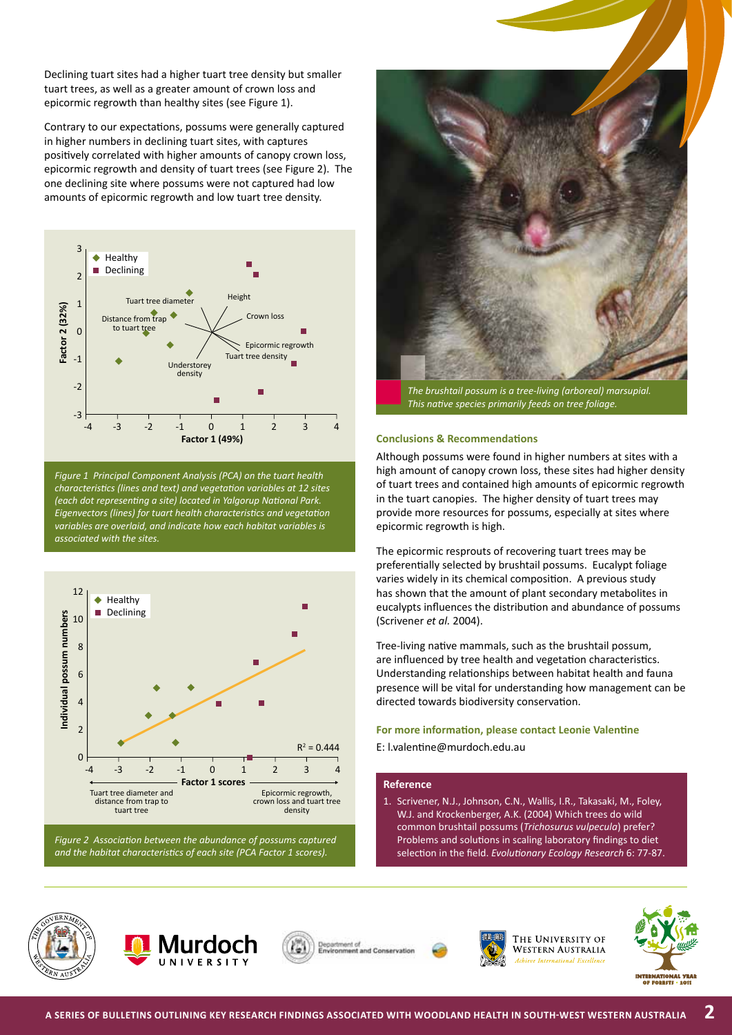Declining tuart sites had a higher tuart tree density but smaller tuart trees, as well as a greater amount of crown loss and epicormic regrowth than healthy sites (see Figure 1).

Contrary to our expectations, possums were generally captured in higher numbers in declining tuart sites, with captures positively correlated with higher amounts of canopy crown loss, epicormic regrowth and density of tuart trees (see Figure 2). The one declining site where possums were not captured had low amounts of epicormic regrowth and low tuart tree density.

Healthy
Declining
Factor 2 (32%)
Factor 1 (49%)
Tuart tree diameter
Height
Distance from trap to tuart tree
Crown loss
Epicormic regrowth
Tuart tree density
Understorey density
3
2
1
0
-1
-2
-3
-4
-3
-2
-1
0
1
2
3
4

*Figure 1 Principal Component Analysis (PCA) on the tuart health characteristics (lines and text) and vegetation variables at 12 sites (each dot representing a site) located in Yalgorup National Park. Eigenvectors (lines) for tuart health characteristics and vegetation variables are overlaid, and indicate how each habitat variables is associated with the sites.*

Healthy
Declining
Individual possum numbers
Factor 1 scores
$R^2 = 0.444$
12
10
8
6
4
2
0
-4
-3
-2
-1
0
1
2
3
4
Tuart tree diameter and distance from trap to tuart tree
Epicormic regrowth, crown loss and tuart tree density

*Figure 2 Association between the abundance of possums captured and the habitat characteristics of each site (PCA Factor 1 scores).*

*The brushtail possum is a tree-living (arboreal) marsupial. This native species primarily feeds on tree foliage.*

## Conclusions & Recommendations

Although possums were found in higher numbers at sites with a high amount of canopy crown loss, these sites had higher density of tuart trees and contained high amounts of epicormic regrowth in the tuart canopies. The higher density of tuart trees may provide more resources for possums, especially at sites where epicormic regrowth is high.

The epicormic resprouts of recovering tuart trees may be preferentially selected by brushtail possums. Eucalypt foliage varies widely in its chemical composition. A previous study has shown that the amount of plant secondary metabolites in eucalypts influences the distribution and abundance of possums (Scrivener *et al.* 2004).

Tree-living native mammals, such as the brushtail possum, are influenced by tree health and vegetation characteristics. Understanding relationships between habitat health and fauna presence will be vital for understanding how management can be directed towards biodiversity conservation.

### For more information, please contact Leonie Valentine

E: l.valentine@murdoch.edu.au

### Reference

1. Scrivener, N.J., Johnson, C.N., Wallis, I.R., Takasaki, M., Foley, W.J. and Krockenberger, A.K. (2004) Which trees do wild common brushtail possums (*Trichosurus vulpecula*) prefer? Problems and solutions in scaling laboratory findings to diet selection in the field. *Evolutionary Ecology Research* 6: 77-87.

A SERIES OF BULLETINS OUTLINING KEY RESEARCH FINDINGS ASSOCIATED WITH WOODLAND HEALTH IN SOUTH-WEST WESTERN AUSTRALIA